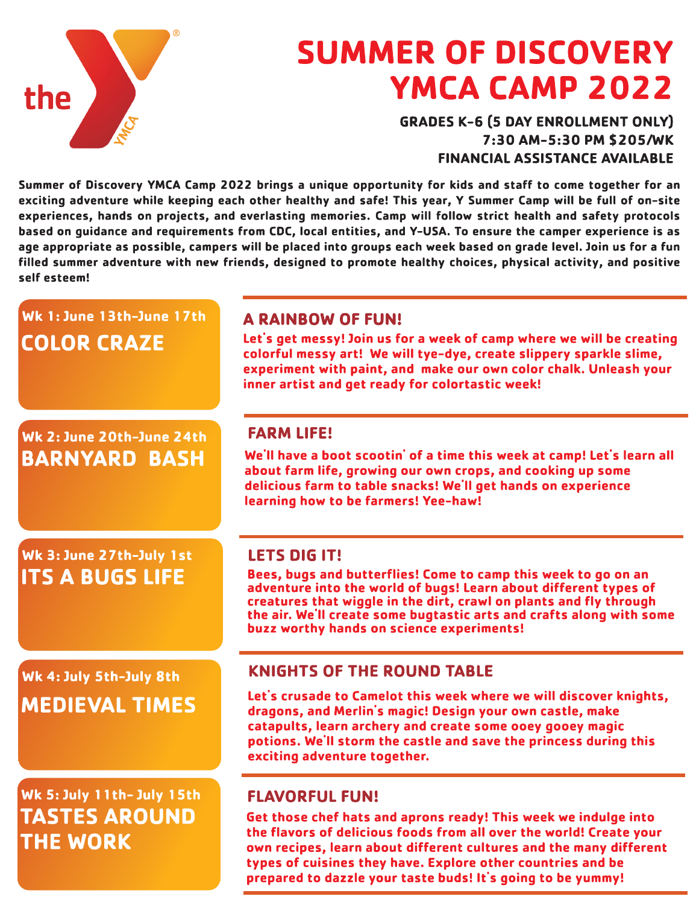the YMCA

# SUMMER OF DISCOVERY YMCA CAMP 2022

**GRADES K-6 (5 DAY ENROLLMENT ONLY)**
**7:30 AM-5:30 PM $205/WK**
**FINANCIAL ASSISTANCE AVAILABLE**

Summer of Discovery YMCA Camp 2022 brings a unique opportunity for kids and staff to come together for an exciting adventure while keeping each other healthy and safe! This year, Y Summer Camp will be full of on-site experiences, hands on projects, and everlasting memories. Camp will follow strict health and safety protocols based on guidance and requirements from CDC, local entities, and Y-USA. To ensure the camper experience is as age appropriate as possible, campers will be placed into groups each week based on grade level. Join us for a fun filled summer adventure with new friends, designed to promote healthy choices, physical activity, and positive self esteem!

## Wk 1: June 13th-June 17th
## COLOR CRAZE

### A RAINBOW OF FUN!

Let's get messy! Join us for a week of camp where we will be creating colorful messy art! We will tye-dye, create slippery sparkle slime, experiment with paint, and make our own color chalk. Unleash your inner artist and get ready for colortastic week!

## Wk 2: June 20th-June 24th
## BARNYARD BASH

### FARM LIFE!

We'll have a boot scootin' of a time this week at camp! Let's learn all about farm life, growing our own crops, and cooking up some delicious farm to table snacks! We'll get hands on experience learning how to be farmers! Yee-haw!

## Wk 3: June 27th-July 1st
## ITS A BUGS LIFE

### LETS DIG IT!

Bees, bugs and butterflies! Come to camp this week to go on an adventure into the world of bugs! Learn about different types of creatures that wiggle in the dirt, crawl on plants and fly through the air. We'll create some bugtastic arts and crafts along with some buzz worthy hands on science experiments!

## Wk 4: July 5th-July 8th
## MEDIEVAL TIMES

### KNIGHTS OF THE ROUND TABLE

Let's crusade to Camelot this week where we will discover knights, dragons, and Merlin's magic! Design your own castle, make catapults, learn archery and create some ooey gooey magic potions. We'll storm the castle and save the princess during this exciting adventure together.

## Wk 5: July 11th- July 15th
## TASTES AROUND THE WORK

### FLAVORFUL FUN!

Get those chef hats and aprons ready! This week we indulge into the flavors of delicious foods from all over the world! Create your own recipes, learn about different cultures and the many different types of cuisines they have. Explore other countries and be prepared to dazzle your taste buds! It's going to be yummy!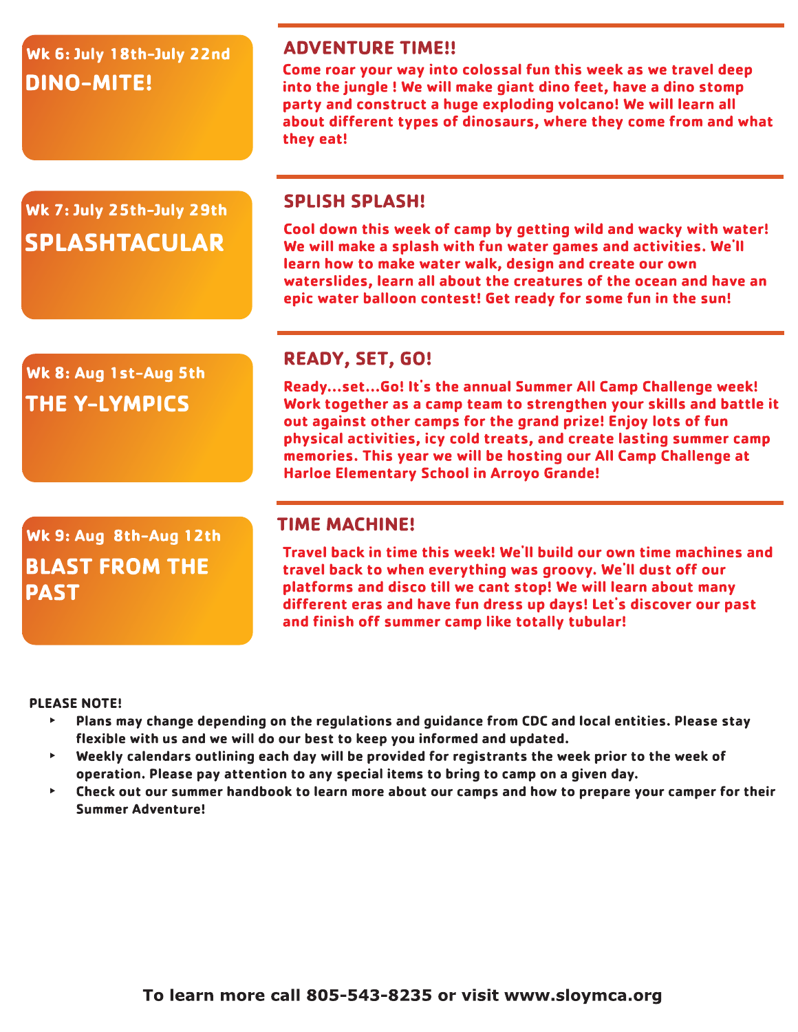**Wk 6: July 18th-July 22nd**

## DINO-MITE!

### ADVENTURE TIME!!

Come roar your way into colossal fun this week as we travel deep into the jungle ! We will make giant dino feet, have a dino stomp party and construct a huge exploding volcano! We will learn all about different types of dinosaurs, where they come from and what they eat!

**Wk 7: July 25th-July 29th**

## SPLASHTACULAR

### SPLISH SPLASH!

Cool down this week of camp by getting wild and wacky with water! We will make a splash with fun water games and activities. We'll learn how to make water walk, design and create our own waterslides, learn all about the creatures of the ocean and have an epic water balloon contest! Get ready for some fun in the sun!

**Wk 8: Aug 1st-Aug 5th**

## THE Y-LYMPICS

### READY, SET, GO!

Ready...set...Go! It's the annual Summer All Camp Challenge week! Work together as a camp team to strengthen your skills and battle it out against other camps for the grand prize! Enjoy lots of fun physical activities, icy cold treats, and create lasting summer camp memories. This year we will be hosting our All Camp Challenge at Harloe Elementary School in Arroyo Grande!

**Wk 9: Aug 8th-Aug 12th**

## BLAST FROM THE PAST

### TIME MACHINE!

Travel back in time this week! We'll build our own time machines and travel back to when everything was groovy. We'll dust off our platforms and disco till we cant stop! We will learn about many different eras and have fun dress up days! Let's discover our past and finish off summer camp like totally tubular!

**PLEASE NOTE!**

- Plans may change depending on the regulations and guidance from CDC and local entities. Please stay flexible with us and we will do our best to keep you informed and updated.
- Weekly calendars outlining each day will be provided for registrants the week prior to the week of operation. Please pay attention to any special items to bring to camp on a given day.
- Check out our summer handbook to learn more about our camps and how to prepare your camper for their Summer Adventure!

**To learn more call 805-543-8235 or visit www.sloymca.org**